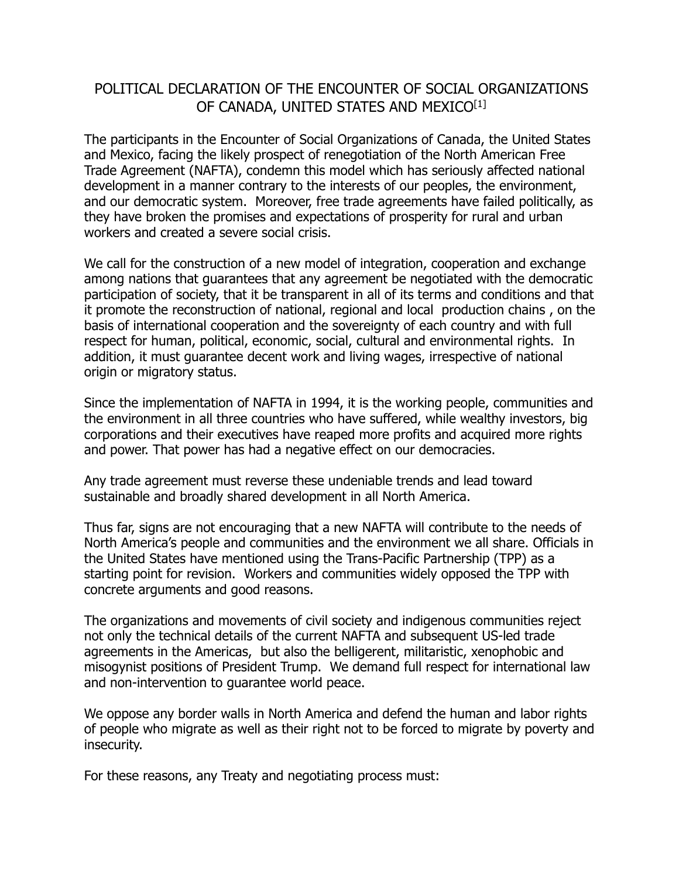# POLITICAL DECLARATION OF THE ENCOUNTER OF SOCIAL ORGANIZATIONS OF CANADA, UNITED STATES AND MEXICO[1]

The participants in the Encounter of Social Organizations of Canada, the United States and Mexico, facing the likely prospect of renegotiation of the North American Free Trade Agreement (NAFTA), condemn this model which has seriously affected national development in a manner contrary to the interests of our peoples, the environment, and our democratic system. Moreover, free trade agreements have failed politically, as they have broken the promises and expectations of prosperity for rural and urban workers and created a severe social crisis.

We call for the construction of a new model of integration, cooperation and exchange among nations that guarantees that any agreement be negotiated with the democratic participation of society, that it be transparent in all of its terms and conditions and that it promote the reconstruction of national, regional and local production chains , on the basis of international cooperation and the sovereignty of each country and with full respect for human, political, economic, social, cultural and environmental rights. In addition, it must guarantee decent work and living wages, irrespective of national origin or migratory status.

Since the implementation of NAFTA in 1994, it is the working people, communities and the environment in all three countries who have suffered, while wealthy investors, big corporations and their executives have reaped more profits and acquired more rights and power. That power has had a negative effect on our democracies.

Any trade agreement must reverse these undeniable trends and lead toward sustainable and broadly shared development in all North America.

Thus far, signs are not encouraging that a new NAFTA will contribute to the needs of North America's people and communities and the environment we all share. Officials in the United States have mentioned using the Trans-Pacific Partnership (TPP) as a starting point for revision. Workers and communities widely opposed the TPP with concrete arguments and good reasons.

The organizations and movements of civil society and indigenous communities reject not only the technical details of the current NAFTA and subsequent US-led trade agreements in the Americas, but also the belligerent, militaristic, xenophobic and misogynist positions of President Trump. We demand full respect for international law and non-intervention to guarantee world peace.

We oppose any border walls in North America and defend the human and labor rights of people who migrate as well as their right not to be forced to migrate by poverty and insecurity.

For these reasons, any Treaty and negotiating process must: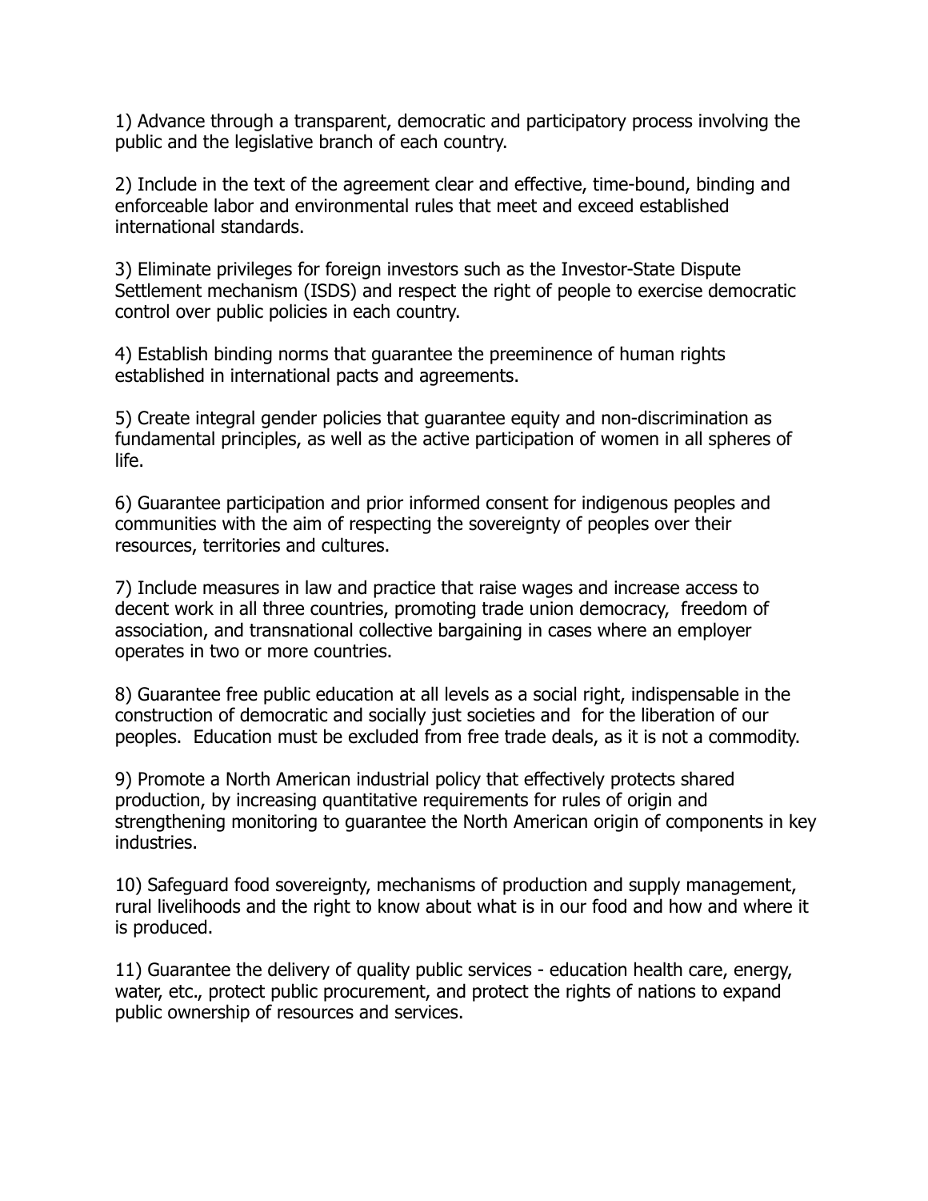1) Advance through a transparent, democratic and participatory process involving the public and the legislative branch of each country.

2) Include in the text of the agreement clear and effective, time-bound, binding and enforceable labor and environmental rules that meet and exceed established international standards.

3) Eliminate privileges for foreign investors such as the Investor-State Dispute Settlement mechanism (ISDS) and respect the right of people to exercise democratic control over public policies in each country.

4) Establish binding norms that guarantee the preeminence of human rights established in international pacts and agreements.

5) Create integral gender policies that guarantee equity and non-discrimination as fundamental principles, as well as the active participation of women in all spheres of life.

6) Guarantee participation and prior informed consent for indigenous peoples and communities with the aim of respecting the sovereignty of peoples over their resources, territories and cultures.

7) Include measures in law and practice that raise wages and increase access to decent work in all three countries, promoting trade union democracy, freedom of association, and transnational collective bargaining in cases where an employer operates in two or more countries.

8) Guarantee free public education at all levels as a social right, indispensable in the construction of democratic and socially just societies and for the liberation of our peoples. Education must be excluded from free trade deals, as it is not a commodity.

9) Promote a North American industrial policy that effectively protects shared production, by increasing quantitative requirements for rules of origin and strengthening monitoring to guarantee the North American origin of components in key industries.

10) Safeguard food sovereignty, mechanisms of production and supply management, rural livelihoods and the right to know about what is in our food and how and where it is produced.

11) Guarantee the delivery of quality public services - education health care, energy, water, etc., protect public procurement, and protect the rights of nations to expand public ownership of resources and services.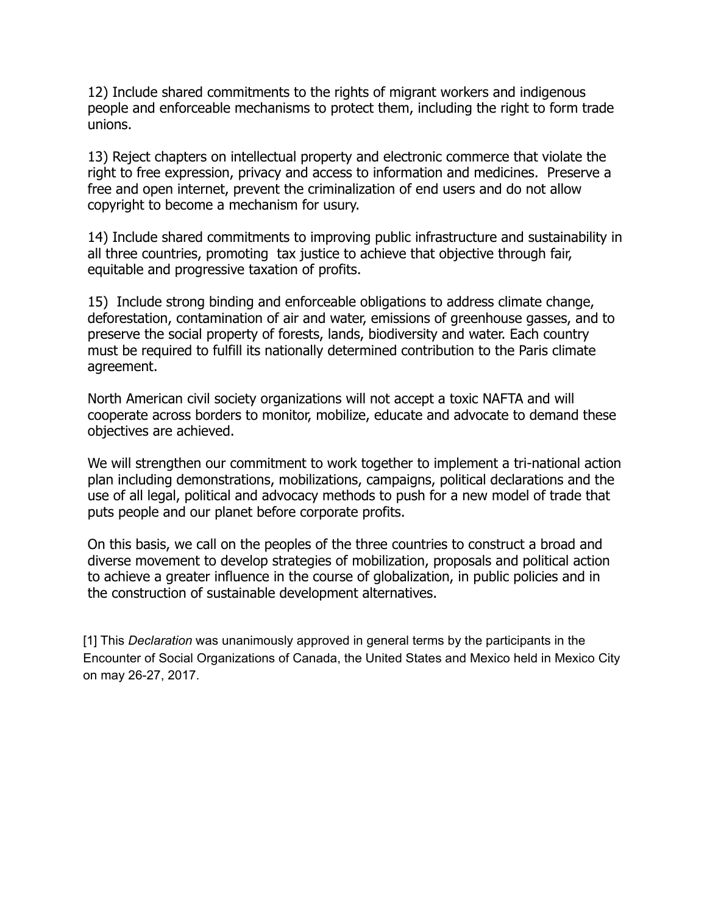12) Include shared commitments to the rights of migrant workers and indigenous people and enforceable mechanisms to protect them, including the right to form trade unions.

13) Reject chapters on intellectual property and electronic commerce that violate the right to free expression, privacy and access to information and medicines. Preserve a free and open internet, prevent the criminalization of end users and do not allow copyright to become a mechanism for usury.

14) Include shared commitments to improving public infrastructure and sustainability in all three countries, promoting tax justice to achieve that objective through fair, equitable and progressive taxation of profits.

15) Include strong binding and enforceable obligations to address climate change, deforestation, contamination of air and water, emissions of greenhouse gasses, and to preserve the social property of forests, lands, biodiversity and water. Each country must be required to fulfill its nationally determined contribution to the Paris climate agreement.

North American civil society organizations will not accept a toxic NAFTA and will cooperate across borders to monitor, mobilize, educate and advocate to demand these objectives are achieved.

We will strengthen our commitment to work together to implement a tri-national action plan including demonstrations, mobilizations, campaigns, political declarations and the use of all legal, political and advocacy methods to push for a new model of trade that puts people and our planet before corporate profits.

On this basis, we call on the peoples of the three countries to construct a broad and diverse movement to develop strategies of mobilization, proposals and political action to achieve a greater influence in the course of globalization, in public policies and in the construction of sustainable development alternatives.

[1] This *Declaration* was unanimously approved in general terms by the participants in the Encounter of Social Organizations of Canada, the United States and Mexico held in Mexico City on may 26-27, 2017.